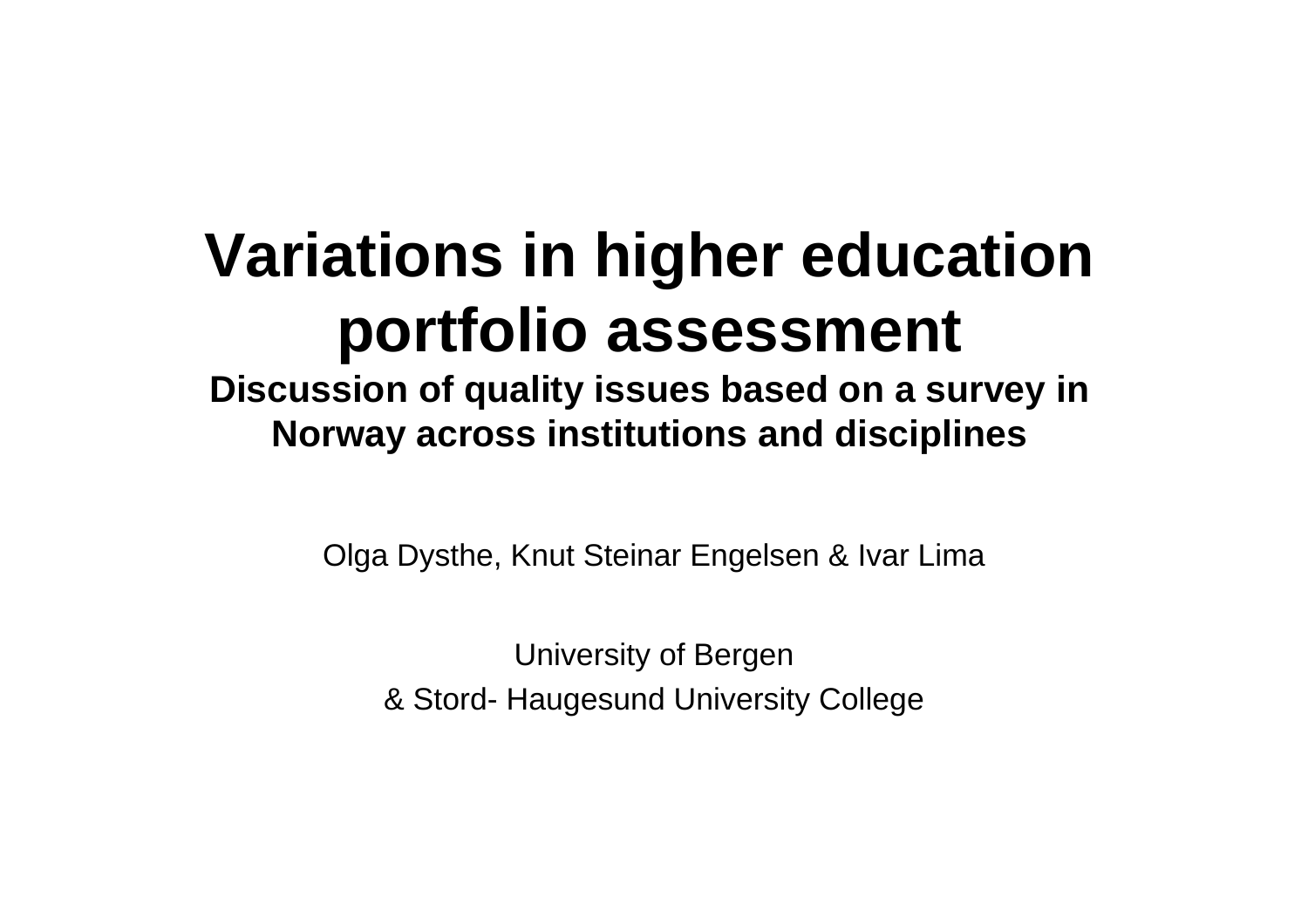# Variations in higher education portfolio assessment

**Discussion of quality issues based on a survey in Norway across institutions and disciplines**

Olga Dysthe, Knut Steinar Engelsen & Ivar Lima

University of Bergen

& Stord- Haugesund University College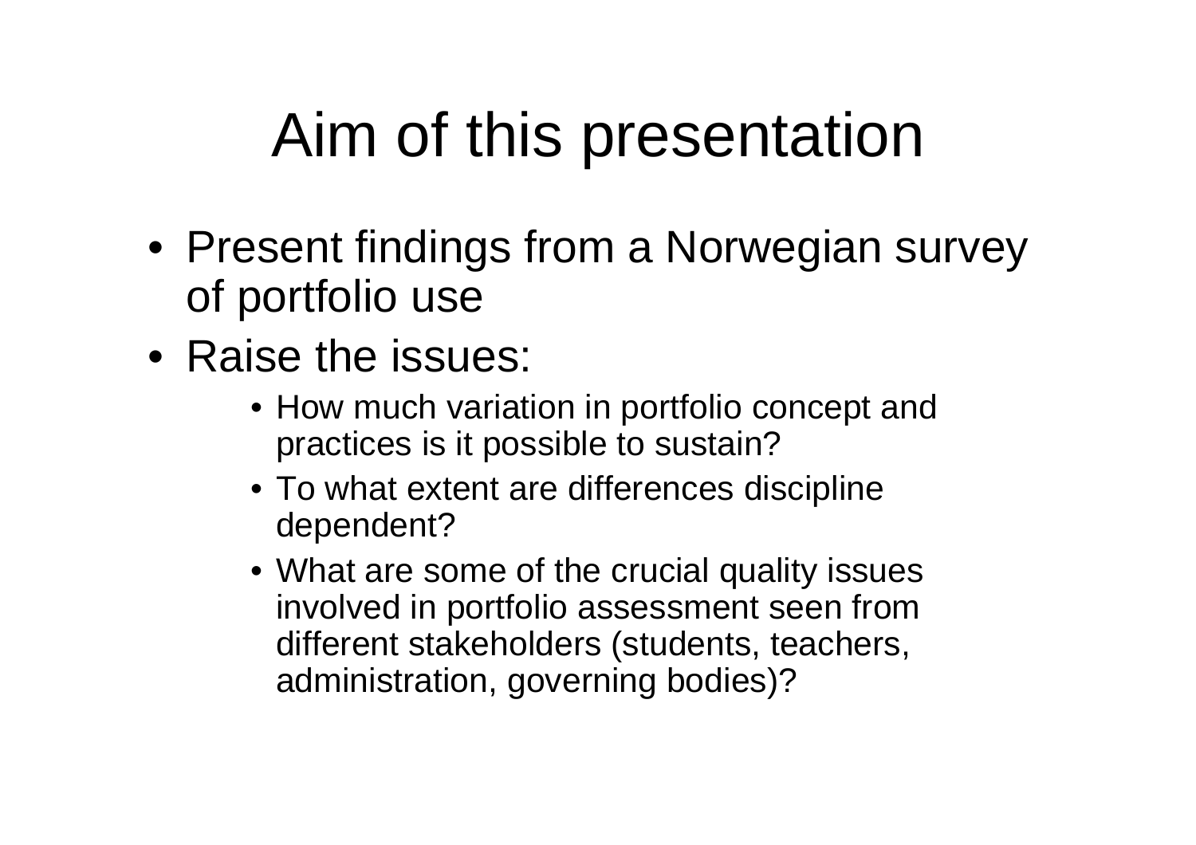# Aim of this presentation

- Present findings from a Norwegian survey of portfolio use
- Raise the issues:
  - How much variation in portfolio concept and practices is it possible to sustain?
  - To what extent are differences discipline dependent?
  - What are some of the crucial quality issues involved in portfolio assessment seen from different stakeholders (students, teachers, administration, governing bodies)?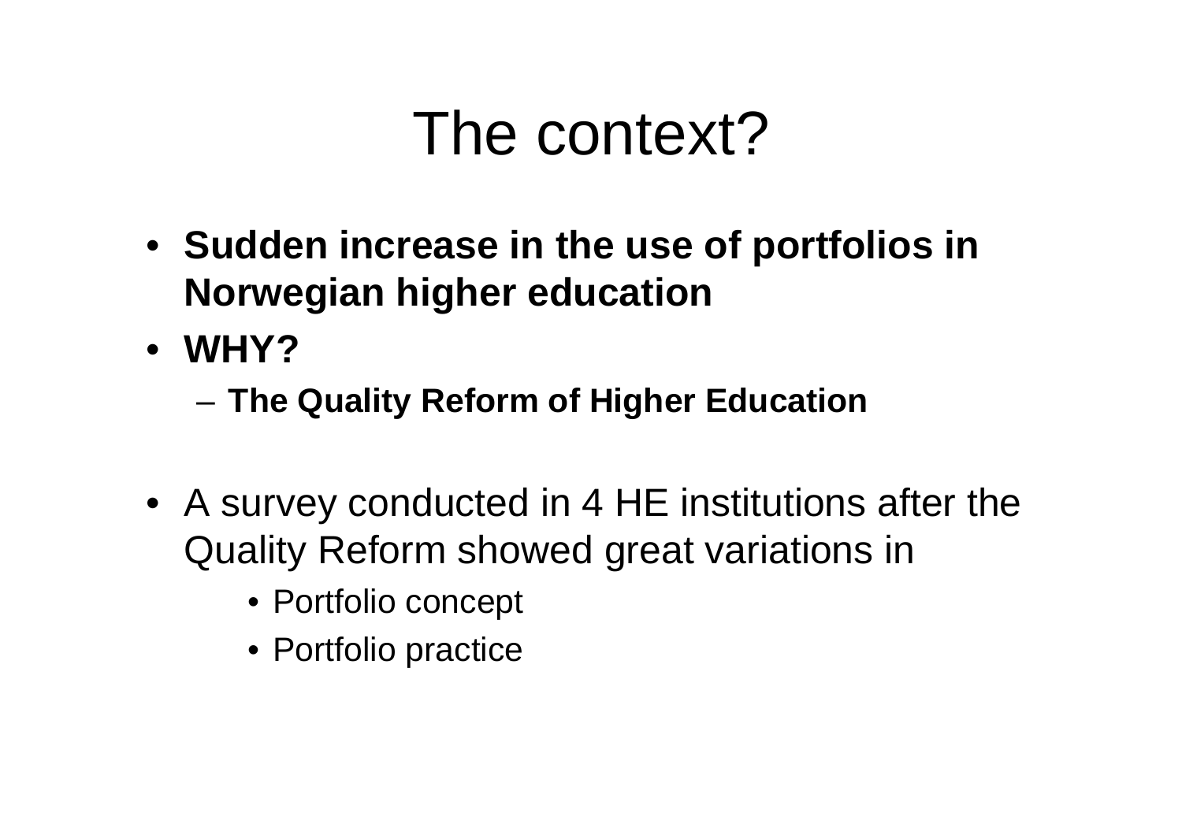# The context?

- **Sudden increase in the use of portfolios in Norwegian higher education**
- **WHY?**
  - **The Quality Reform of Higher Education**

- A survey conducted in 4 HE institutions after the Quality Reform showed great variations in
  - Portfolio concept
  - Portfolio practice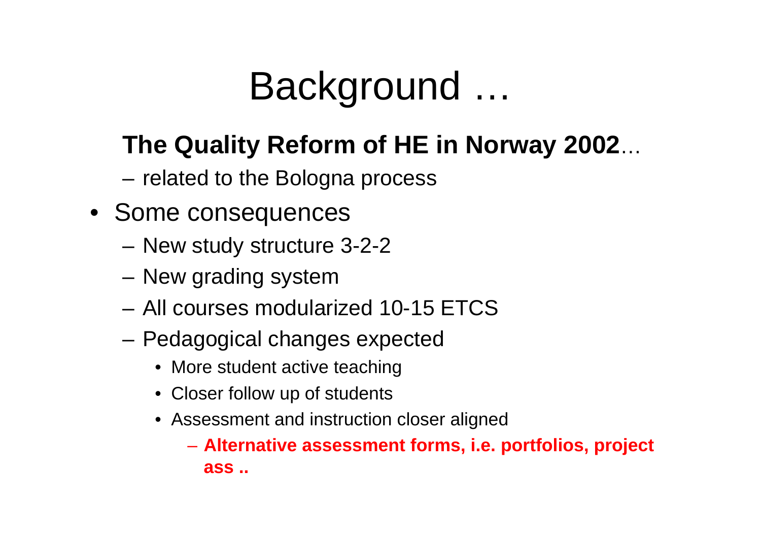# Background …

**The Quality Reform of HE in Norway 2002**…

- related to the Bologna process

- Some consequences
  - New study structure 3-2-2
  - New grading system
  - All courses modularized 10-15 ETCS
  - Pedagogical changes expected
    - More student active teaching
    - Closer follow up of students
    - Assessment and instruction closer aligned
      - **Alternative assessment forms, i.e. portfolios, project ass ..**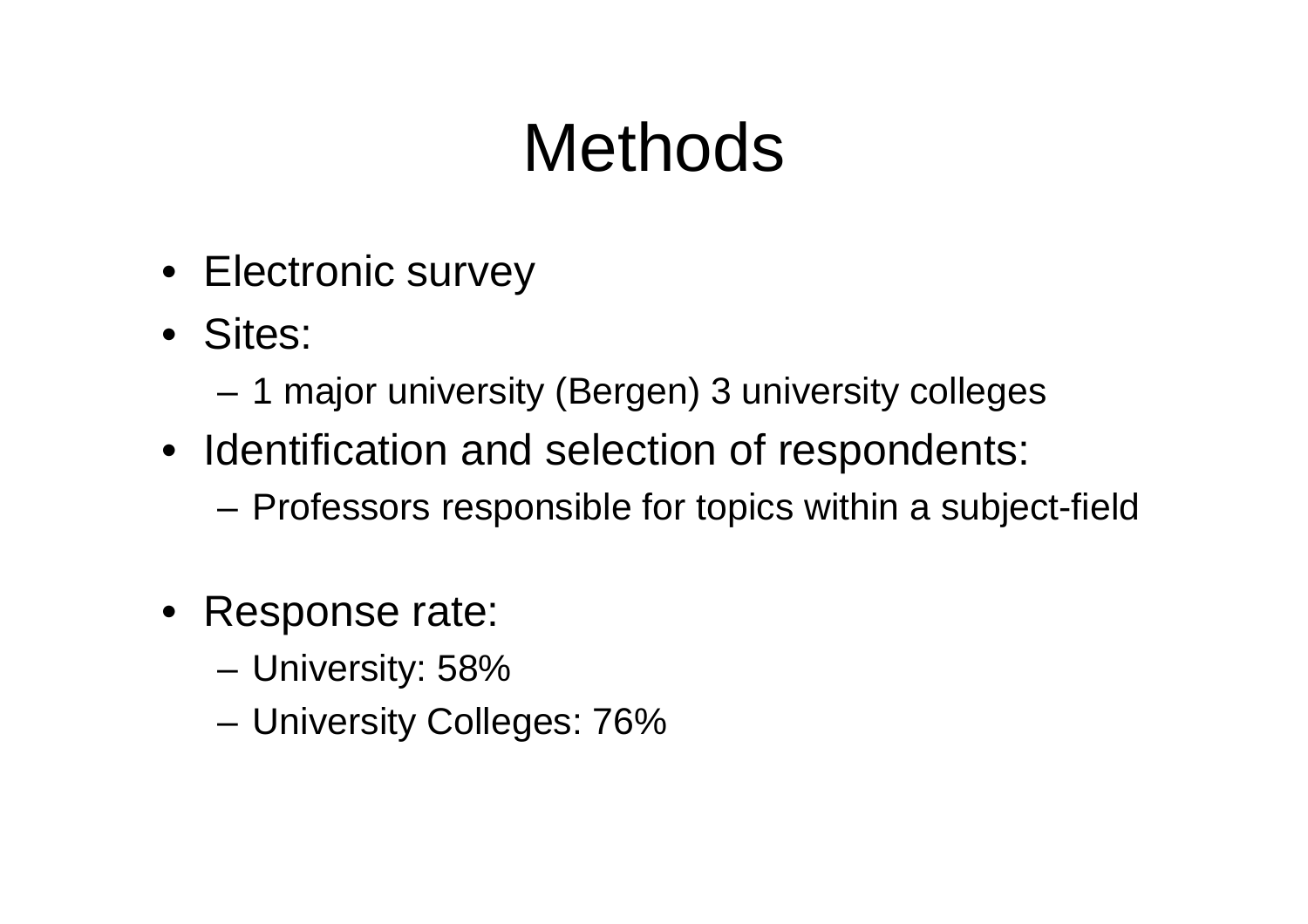# Methods

- Electronic survey
- Sites:
  - 1 major university (Bergen) 3 university colleges
- Identification and selection of respondents:
  - Professors responsible for topics within a subject-field
- Response rate:
  - University: 58%
  - University Colleges: 76%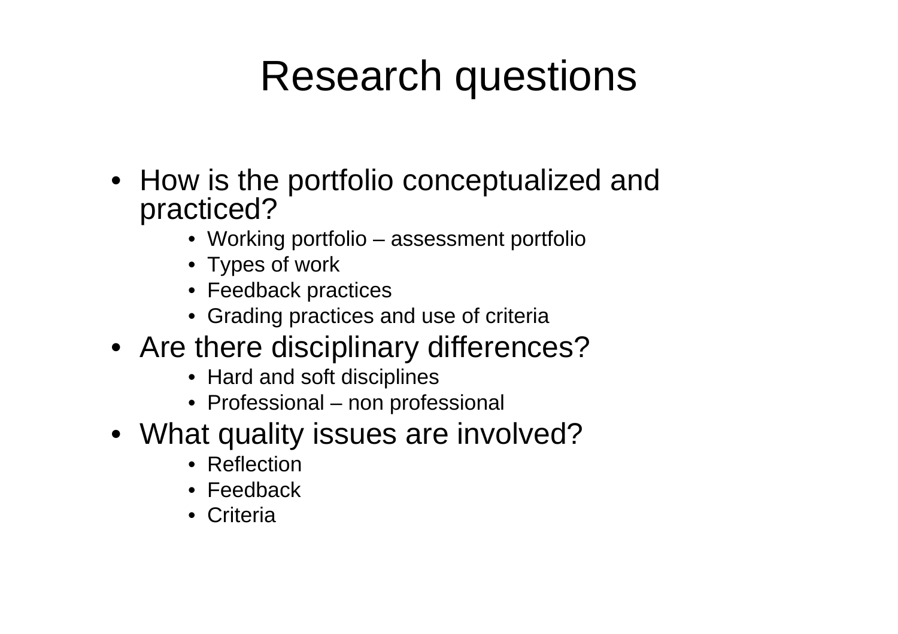# Research questions

- How is the portfolio conceptualized and practiced?
  - Working portfolio – assessment portfolio
  - Types of work
  - Feedback practices
  - Grading practices and use of criteria
- Are there disciplinary differences?
  - Hard and soft disciplines
  - Professional – non professional
- What quality issues are involved?
  - Reflection
  - Feedback
  - Criteria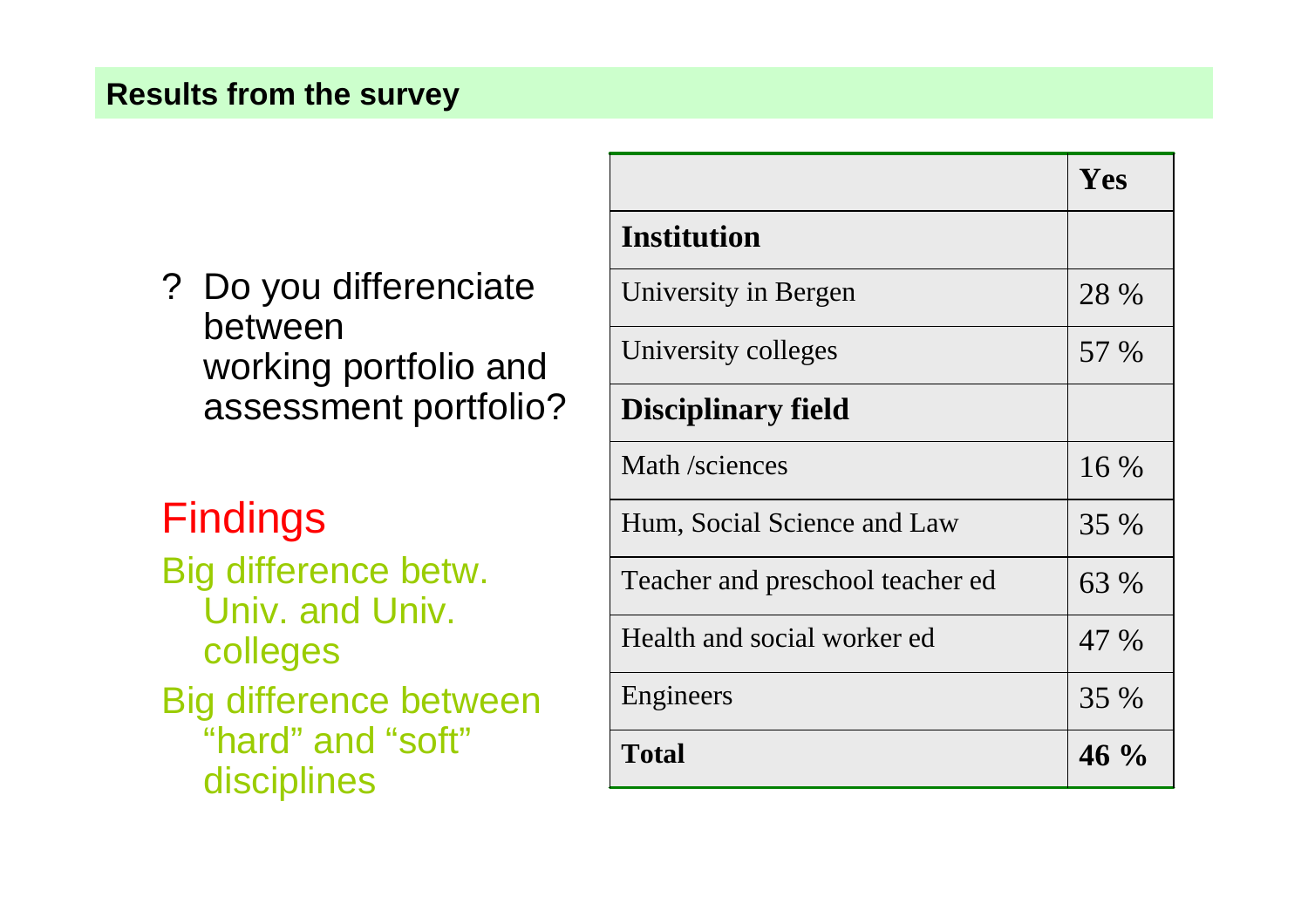## Results from the survey

? Do you differenciate between working portfolio and assessment portfolio?

### Findings

- Big difference betw. Univ. and Univ. colleges
- Big difference between “hard” and “soft” disciplines

| | **Yes** |
|---|---|
| **Institution** | |
| University in Bergen | 28 % |
| University colleges | 57 % |
| **Disciplinary field** | |
| Math /sciences | 16 % |
| Hum, Social Science and Law | 35 % |
| Teacher and preschool teacher ed | 63 % |
| Health and social worker ed | 47 % |
| Engineers | 35 % |
| **Total** | **46 %** |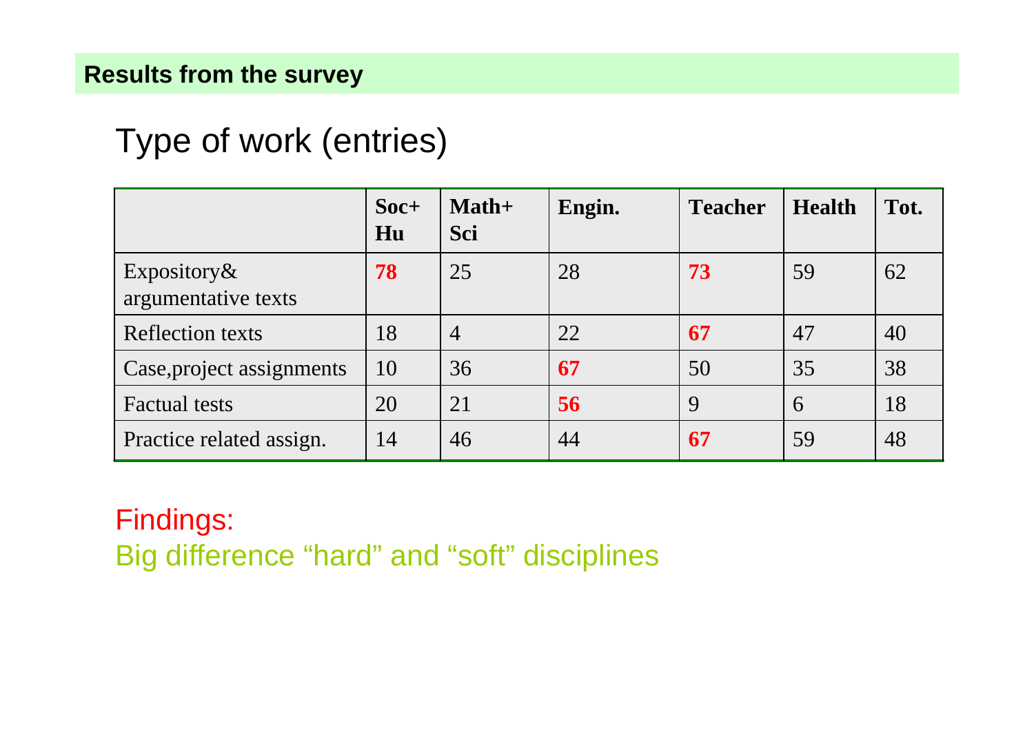## Results from the survey

# Type of work (entries)

| | Soc+ Hu | Math+ Sci | Engin. | Teacher | Health | Tot. |
|---|---|---|---|---|---|---|
| Expository& argumentative texts | **78** | 25 | 28 | **73** | 59 | 62 |
| Reflection texts | 18 | 4 | 22 | **67** | 47 | 40 |
| Case,project assignments | 10 | 36 | **67** | 50 | 35 | 38 |
| Factual tests | 20 | 21 | **56** | 9 | 6 | 18 |
| Practice related assign. | 14 | 46 | 44 | **67** | 59 | 48 |

Findings:

Big difference “hard” and “soft” disciplines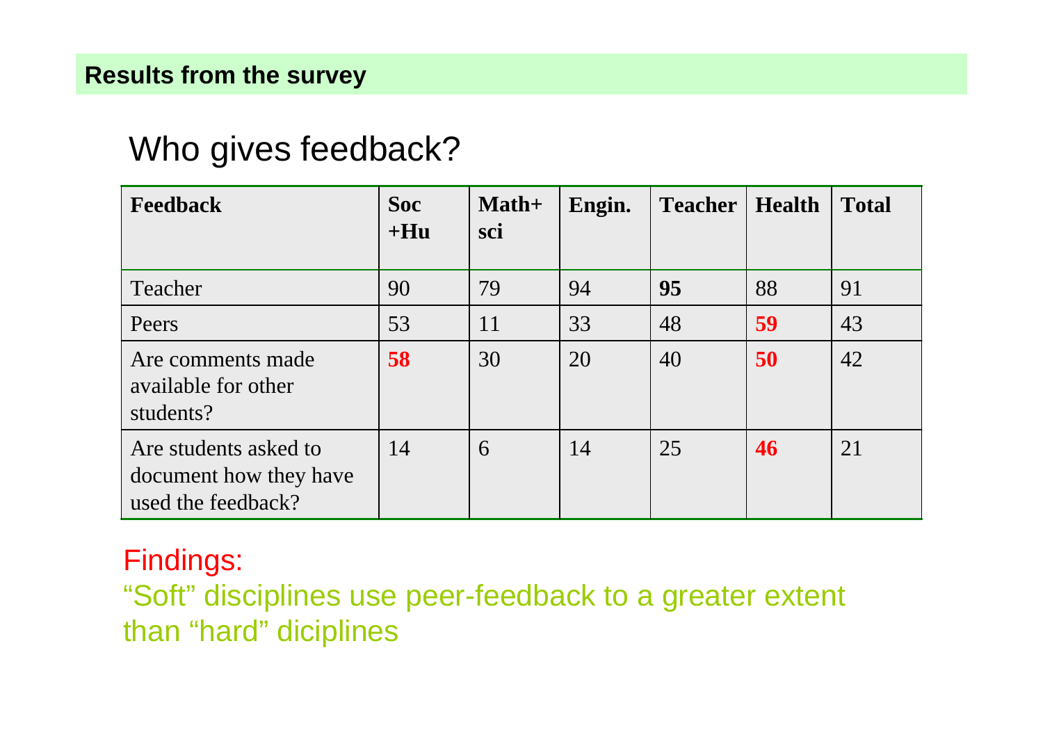**Results from the survey**

# Who gives feedback?

| Feedback | Soc +Hu | Math+ sci | Engin. | Teacher | Health | Total |
|---|---|---|---|---|---|---|
| Teacher | 90 | 79 | 94 | **95** | 88 | 91 |
| Peers | 53 | 11 | 33 | 48 | **59** | 43 |
| Are comments made available for other students? | **58** | 30 | 20 | 40 | **50** | 42 |
| Are students asked to document how they have used the feedback? | 14 | 6 | 14 | 25 | **46** | 21 |

Findings:

"Soft" disciplines use peer-feedback to a greater extent than "hard" diciplines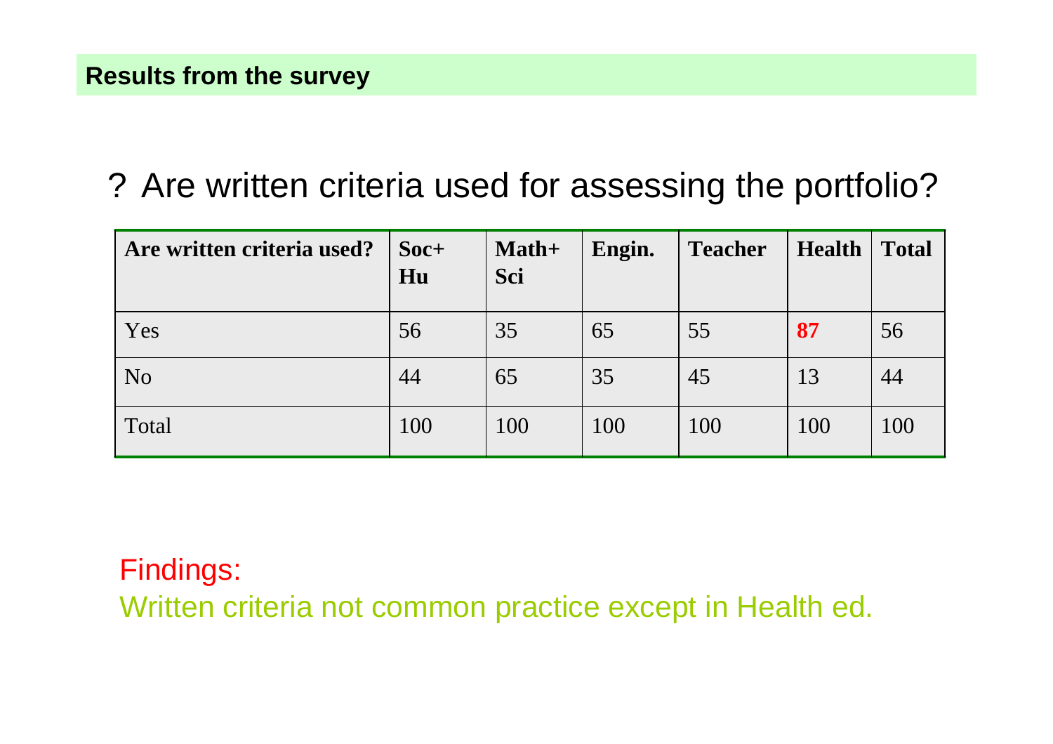## Results from the survey

? Are written criteria used for assessing the portfolio?

| **Are written criteria used?** | **Soc+ Hu** | **Math+ Sci** | **Engin.** | **Teacher** | **Health** | **Total** |
|---|---|---|---|---|---|---|
| Yes | 56 | 35 | 65 | 55 | **87** | 56 |
| No | 44 | 65 | 35 | 45 | 13 | 44 |
| Total | 100 | 100 | 100 | 100 | 100 | 100 |

Findings:

Written criteria not common practice except in Health ed.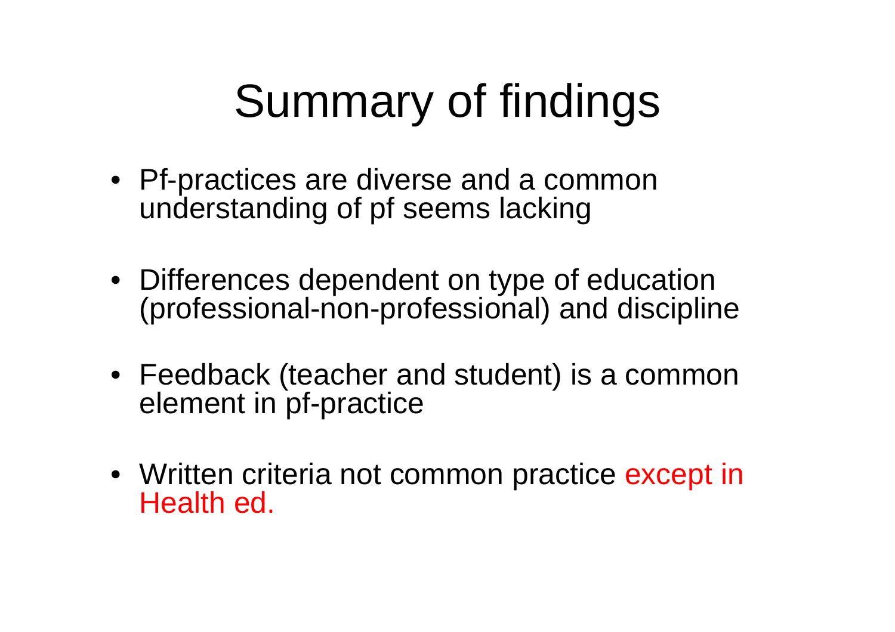# Summary of findings

- Pf-practices are diverse and a common understanding of pf seems lacking
- Differences dependent on type of education (professional-non-professional) and discipline
- Feedback (teacher and student) is a common element in pf-practice
- Written criteria not common practice except in Health ed.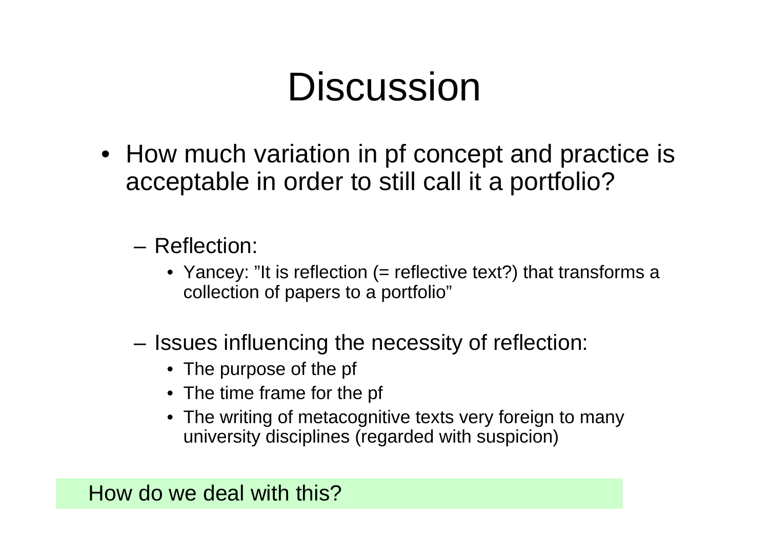# Discussion

- How much variation in pf concept and practice is acceptable in order to still call it a portfolio?
  - Reflection:
    - Yancey: "It is reflection (= reflective text?) that transforms a collection of papers to a portfolio"
  - Issues influencing the necessity of reflection:
    - The purpose of the pf
    - The time frame for the pf
    - The writing of metacognitive texts very foreign to many university disciplines (regarded with suspicion)

How do we deal with this?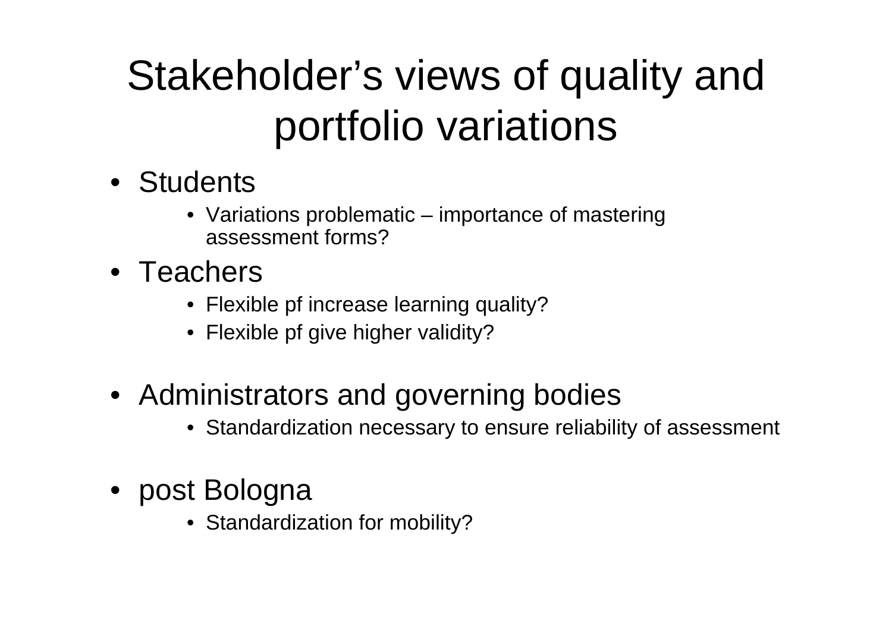# Stakeholder’s views of quality and portfolio variations

- Students
  - Variations problematic – importance of mastering assessment forms?
- Teachers
  - Flexible pf increase learning quality?
  - Flexible pf give higher validity?
- Administrators and governing bodies
  - Standardization necessary to ensure reliability of assessment
- post Bologna
  - Standardization for mobility?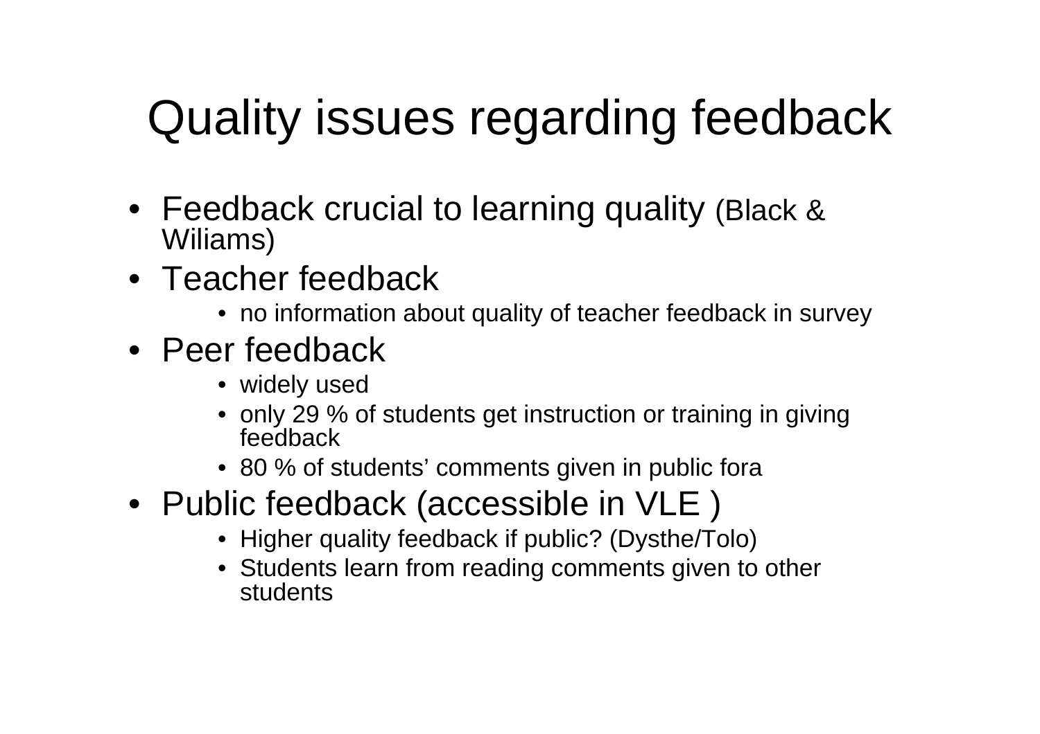# Quality issues regarding feedback

- Feedback crucial to learning quality (Black & Wiliams)
- Teacher feedback
  - no information about quality of teacher feedback in survey
- Peer feedback
  - widely used
  - only 29 % of students get instruction or training in giving feedback
  - 80 % of students' comments given in public fora
- Public feedback (accessible in VLE )
  - Higher quality feedback if public? (Dysthe/Tolo)
  - Students learn from reading comments given to other students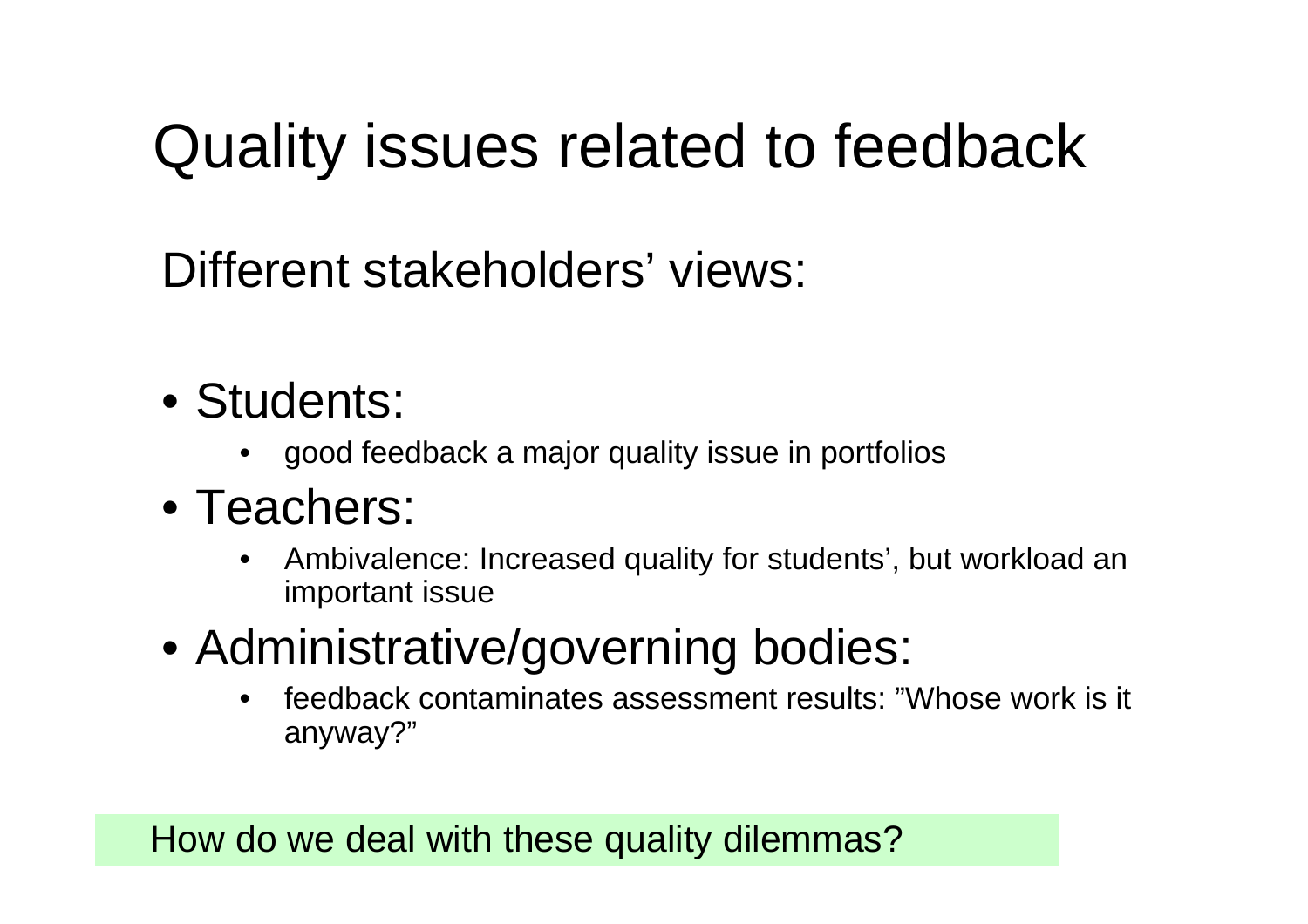# Quality issues related to feedback

Different stakeholders' views:

- Students:
  - good feedback a major quality issue in portfolios
- Teachers:
  - Ambivalence: Increased quality for students', but workload an important issue
- Administrative/governing bodies:
  - feedback contaminates assessment results: ”Whose work is it anyway?”

How do we deal with these quality dilemmas?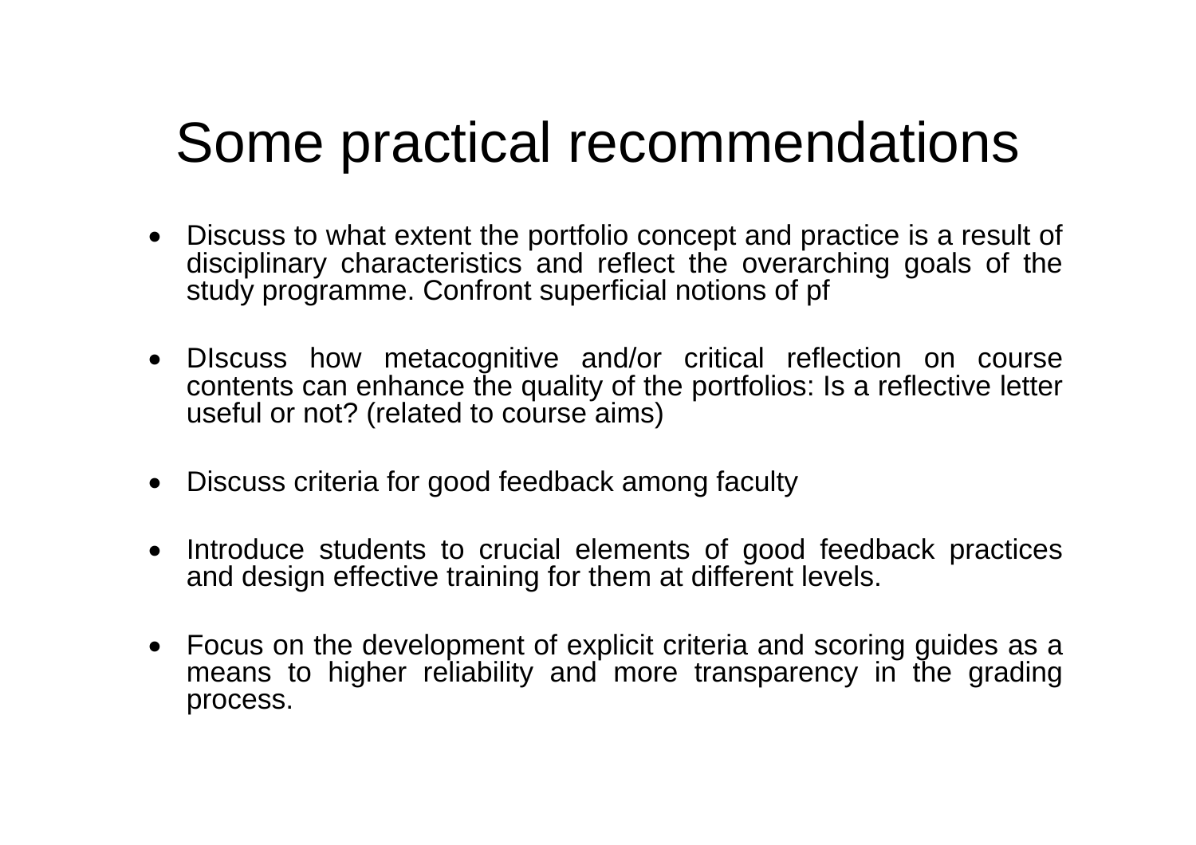# Some practical recommendations

- Discuss to what extent the portfolio concept and practice is a result of disciplinary characteristics and reflect the overarching goals of the study programme. Confront superficial notions of pf

- DIscuss how metacognitive and/or critical reflection on course contents can enhance the quality of the portfolios: Is a reflective letter useful or not? (related to course aims)

- Discuss criteria for good feedback among faculty

- Introduce students to crucial elements of good feedback practices and design effective training for them at different levels.

- Focus on the development of explicit criteria and scoring guides as a means to higher reliability and more transparency in the grading process.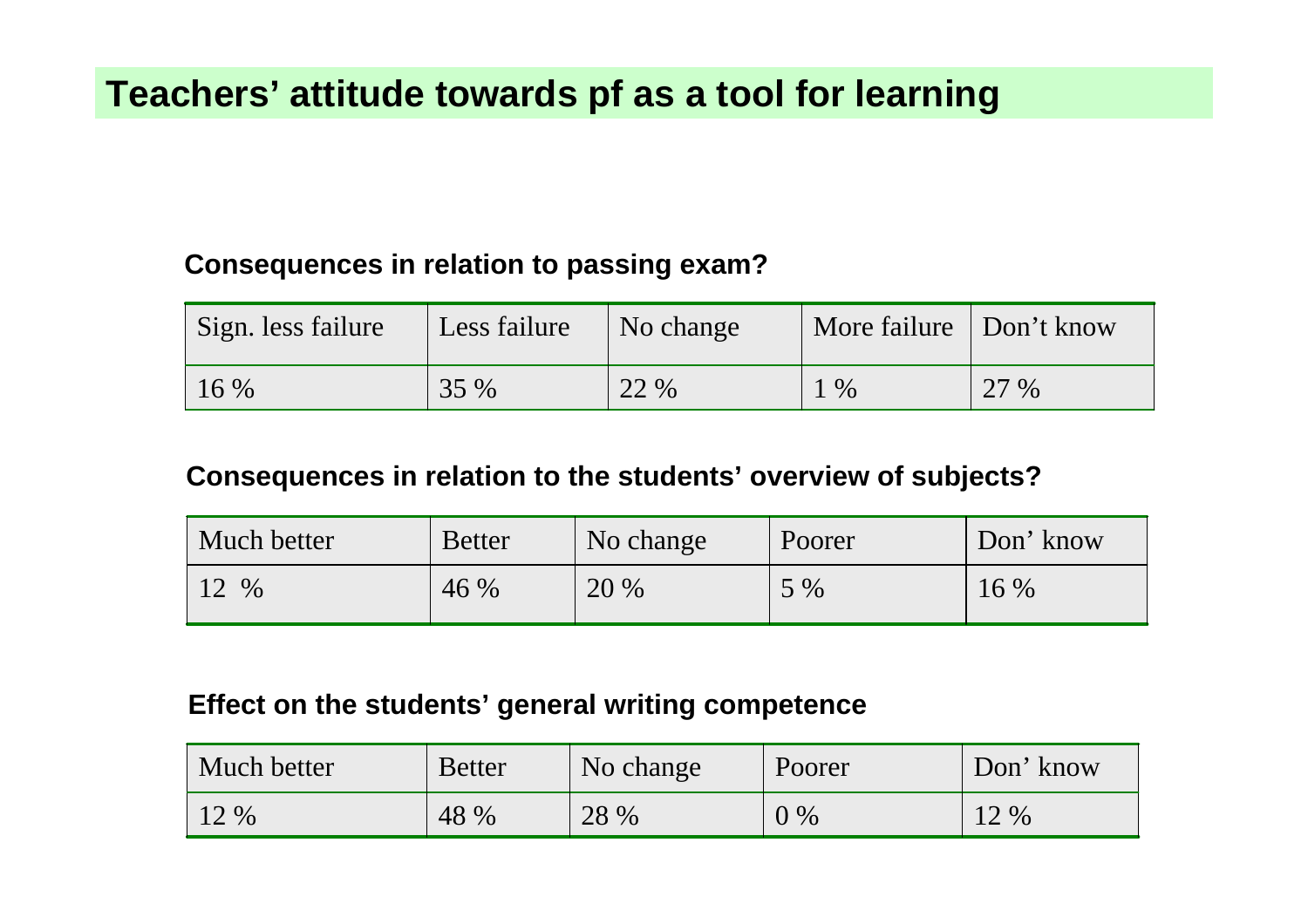# Teachers' attitude towards pf as a tool for learning

**Consequences in relation to passing exam?**

| Sign. less failure | Less failure | No change | More failure | Don't know |
|---|---|---|---|---|
| 16 % | 35 % | 22 % | 1 % | 27 % |

**Consequences in relation to the students' overview of subjects?**

| Much better | Better | No change | Poorer | Don' know |
|---|---|---|---|---|
| 12 % | 46 % | 20 % | 5 % | 16 % |

**Effect on the students' general writing competence**

| Much better | Better | No change | Poorer | Don' know |
|---|---|---|---|---|
| 12 % | 48 % | 28 % | 0 % | 12 % |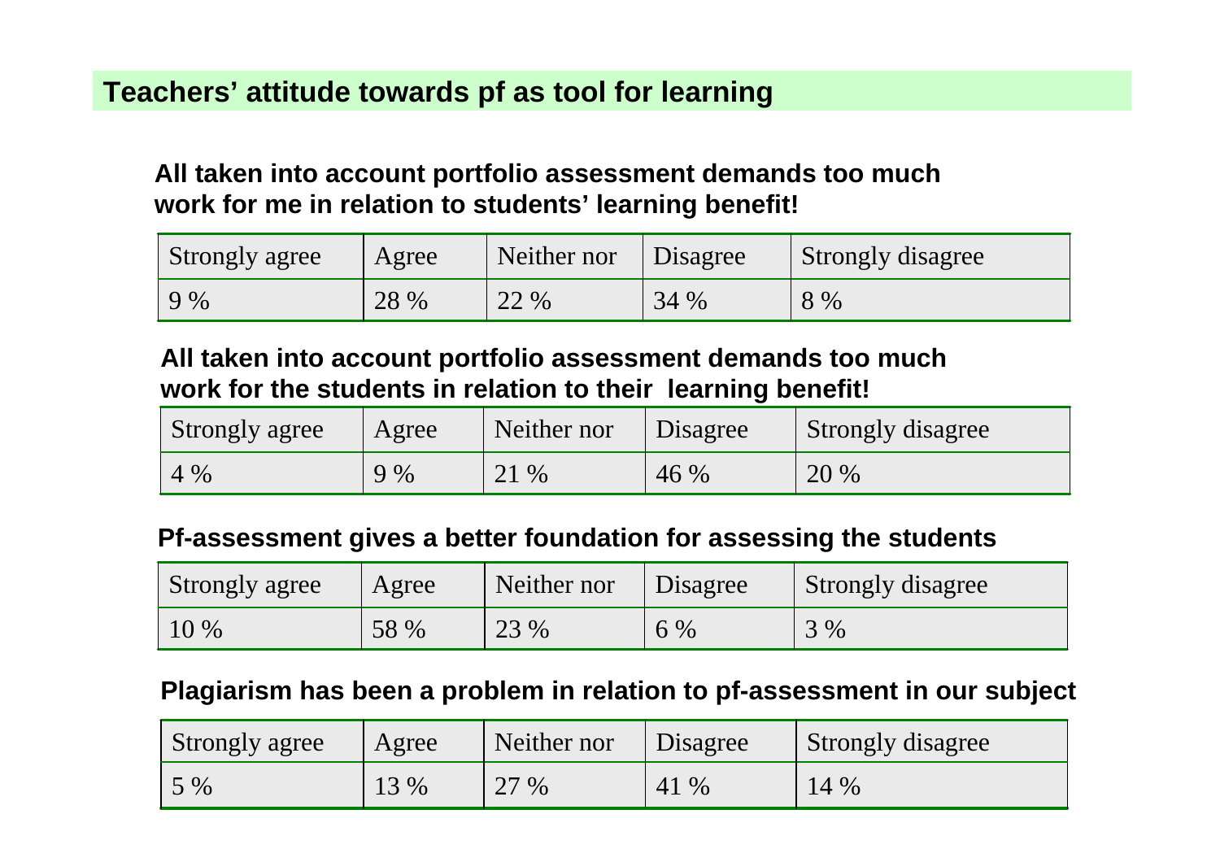## Teachers’ attitude towards pf as tool for learning

**All taken into account portfolio assessment demands too much work for me in relation to students’ learning benefit!**

| Strongly agree | Agree | Neither nor | Disagree | Strongly disagree |
|---|---|---|---|---|
| 9 % | 28 % | 22 % | 34 % | 8 % |

**All taken into account portfolio assessment demands too much work for the students in relation to their learning benefit!**

| Strongly agree | Agree | Neither nor | Disagree | Strongly disagree |
|---|---|---|---|---|
| 4 % | 9 % | 21 % | 46 % | 20 % |

**Pf-assessment gives a better foundation for assessing the students**

| Strongly agree | Agree | Neither nor | Disagree | Strongly disagree |
|---|---|---|---|---|
| 10 % | 58 % | 23 % | 6 % | 3 % |

**Plagiarism has been a problem in relation to pf-assessment in our subject**

| Strongly agree | Agree | Neither nor | Disagree | Strongly disagree |
|---|---|---|---|---|
| 5 % | 13 % | 27 % | 41 % | 14 % |